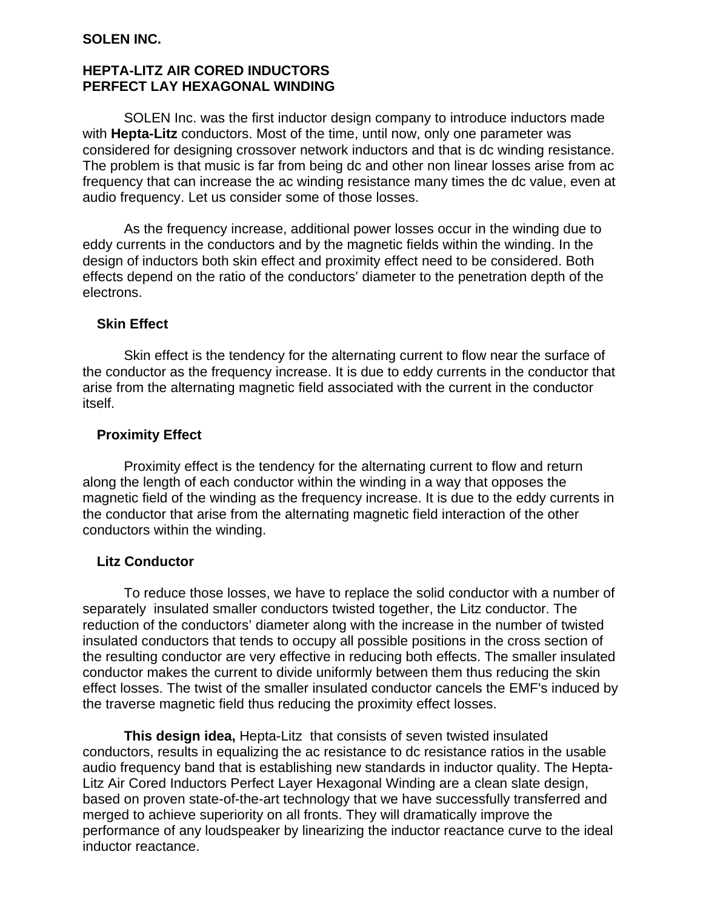**SOLEN INC.**

# HEPTA-LITZ AIR CORED INDUCTORS PERFECT LAY HEXAGONAL WINDING

SOLEN Inc. was the first inductor design company to introduce inductors made with **Hepta-Litz** conductors. Most of the time, until now, only one parameter was considered for designing crossover network inductors and that is dc winding resistance. The problem is that music is far from being dc and other non linear losses arise from ac frequency that can increase the ac winding resistance many times the dc value, even at audio frequency. Let us consider some of those losses.

As the frequency increase, additional power losses occur in the winding due to eddy currents in the conductors and by the magnetic fields within the winding. In the design of inductors both skin effect and proximity effect need to be considered. Both effects depend on the ratio of the conductors' diameter to the penetration depth of the electrons.

## Skin Effect

Skin effect is the tendency for the alternating current to flow near the surface of the conductor as the frequency increase. It is due to eddy currents in the conductor that arise from the alternating magnetic field associated with the current in the conductor itself.

## Proximity Effect

Proximity effect is the tendency for the alternating current to flow and return along the length of each conductor within the winding in a way that opposes the magnetic field of the winding as the frequency increase. It is due to the eddy currents in the conductor that arise from the alternating magnetic field interaction of the other conductors within the winding.

## Litz Conductor

To reduce those losses, we have to replace the solid conductor with a number of separately insulated smaller conductors twisted together, the Litz conductor. The reduction of the conductors' diameter along with the increase in the number of twisted insulated conductors that tends to occupy all possible positions in the cross section of the resulting conductor are very effective in reducing both effects. The smaller insulated conductor makes the current to divide uniformly between them thus reducing the skin effect losses. The twist of the smaller insulated conductor cancels the EMF's induced by the traverse magnetic field thus reducing the proximity effect losses.

**This design idea,** Hepta-Litz that consists of seven twisted insulated conductors, results in equalizing the ac resistance to dc resistance ratios in the usable audio frequency band that is establishing new standards in inductor quality. The Hepta-Litz Air Cored Inductors Perfect Layer Hexagonal Winding are a clean slate design, based on proven state-of-the-art technology that we have successfully transferred and merged to achieve superiority on all fronts. They will dramatically improve the performance of any loudspeaker by linearizing the inductor reactance curve to the ideal inductor reactance.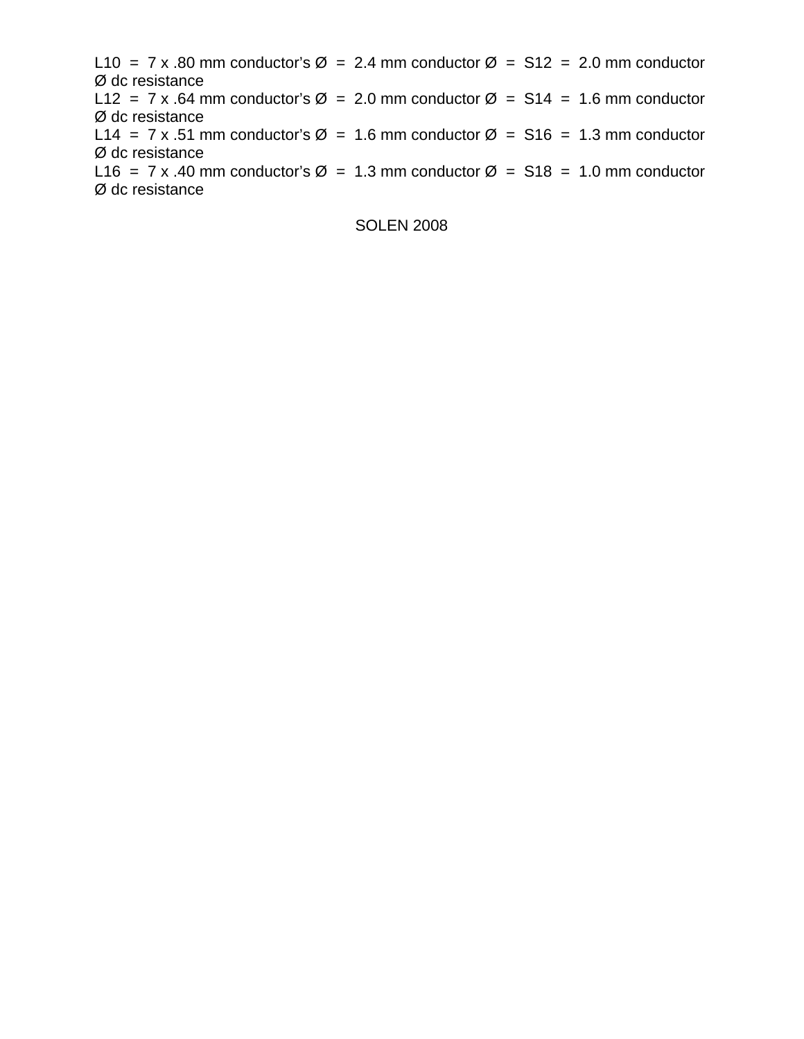L10 = 7 x .80 mm conductor's Ø = 2.4 mm conductor Ø = S12 = 2.0 mm conductor Ø dc resistance
L12 = 7 x .64 mm conductor's Ø = 2.0 mm conductor Ø = S14 = 1.6 mm conductor Ø dc resistance
L14 = 7 x .51 mm conductor's Ø = 1.6 mm conductor Ø = S16 = 1.3 mm conductor Ø dc resistance
L16 = 7 x .40 mm conductor's Ø = 1.3 mm conductor Ø = S18 = 1.0 mm conductor Ø dc resistance

SOLEN 2008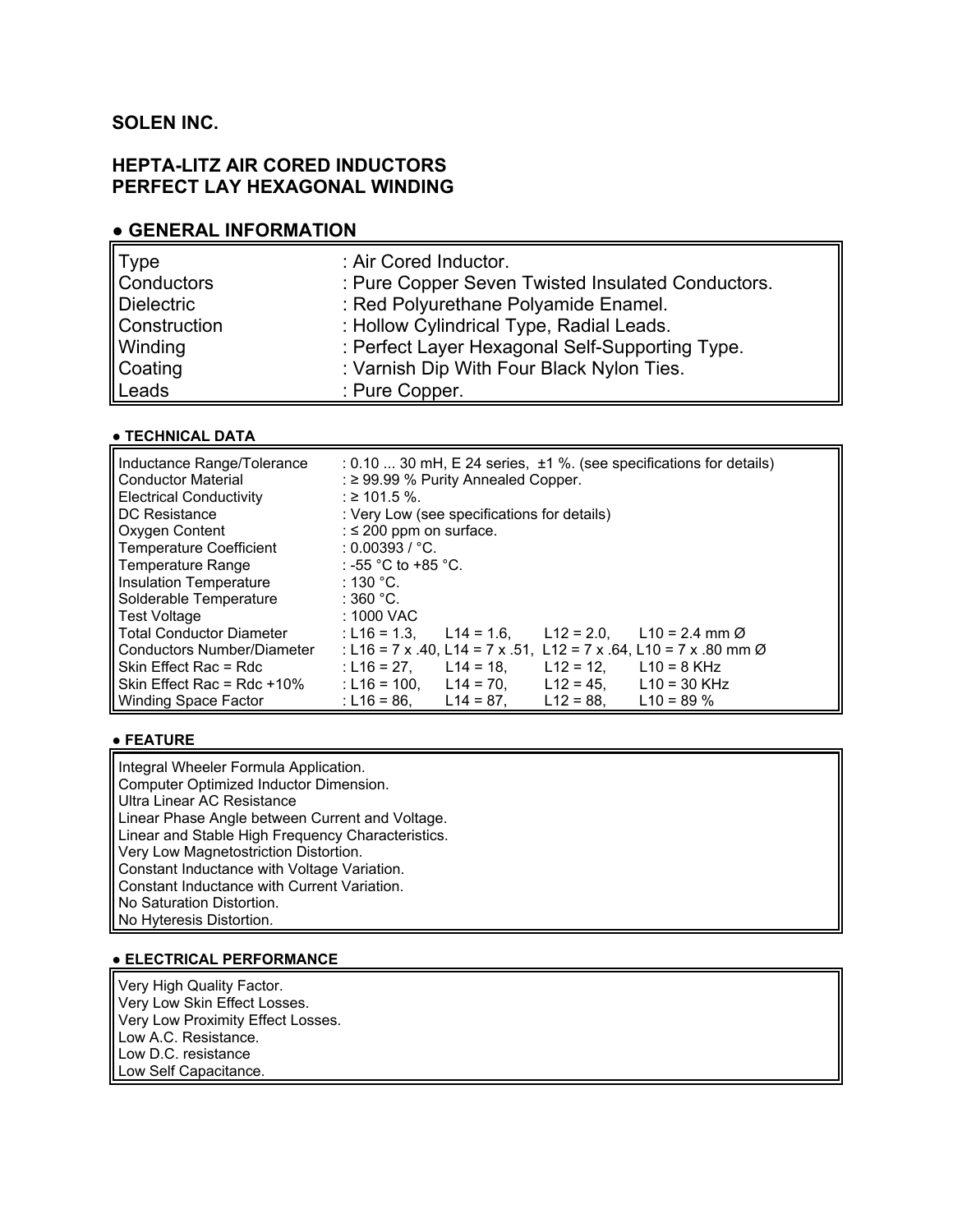**SOLEN INC.**

# HEPTA-LITZ AIR CORED INDUCTORS
# PERFECT LAY HEXAGONAL WINDING

## ● GENERAL INFORMATION

| | |
|---|---|
| Type | : Air Cored Inductor. |
| Conductors | : Pure Copper Seven Twisted Insulated Conductors. |
| Dielectric | : Red Polyurethane Polyamide Enamel. |
| Construction | : Hollow Cylindrical Type, Radial Leads. |
| Winding | : Perfect Layer Hexagonal Self-Supporting Type. |
| Coating | : Varnish Dip With Four Black Nylon Ties. |
| Leads | : Pure Copper. |

### ● TECHNICAL DATA

| | | | | |
|---|---|---|---|---|
| Inductance Range/Tolerance | : 0.10 ... 30 mH, E 24 series, ±1 %. (see specifications for details) | | | |
| Conductor Material | : ≥ 99.99 % Purity Annealed Copper. | | | |
| Electrical Conductivity | : ≥ 101.5 %. | | | |
| DC Resistance | : Very Low (see specifications for details) | | | |
| Oxygen Content | : ≤ 200 ppm on surface. | | | |
| Temperature Coefficient | : 0.00393 / °C. | | | |
| Temperature Range | : -55 °C to +85 °C. | | | |
| Insulation Temperature | : 130 °C. | | | |
| Solderable Temperature | : 360 °C. | | | |
| Test Voltage | : 1000 VAC | | | |
| Total Conductor Diameter | : L16 = 1.3, | L14 = 1.6, | L12 = 2.0, | L10 = 2.4 mm Ø |
| Conductors Number/Diameter | : L16 = 7 x .40, | L14 = 7 x .51, | L12 = 7 x .64, | L10 = 7 x .80 mm Ø |
| Skin Effect Rac = Rdc | : L16 = 27, | L14 = 18, | L12 = 12, | L10 = 8 KHz |
| Skin Effect Rac = Rdc +10% | : L16 = 100, | L14 = 70, | L12 = 45, | L10 = 30 KHz |
| Winding Space Factor | : L16 = 86, | L14 = 87, | L12 = 88, | L10 = 89 % |

### ● FEATURE

Integral Wheeler Formula Application.
Computer Optimized Inductor Dimension.
Ultra Linear AC Resistance
Linear Phase Angle between Current and Voltage.
Linear and Stable High Frequency Characteristics.
Very Low Magnetostriction Distortion.
Constant Inductance with Voltage Variation.
Constant Inductance with Current Variation.
No Saturation Distortion.
No Hyteresis Distortion.

### ● ELECTRICAL PERFORMANCE

Very High Quality Factor.
Very Low Skin Effect Losses.
Very Low Proximity Effect Losses.
Low A.C. Resistance.
Low D.C. resistance
Low Self Capacitance.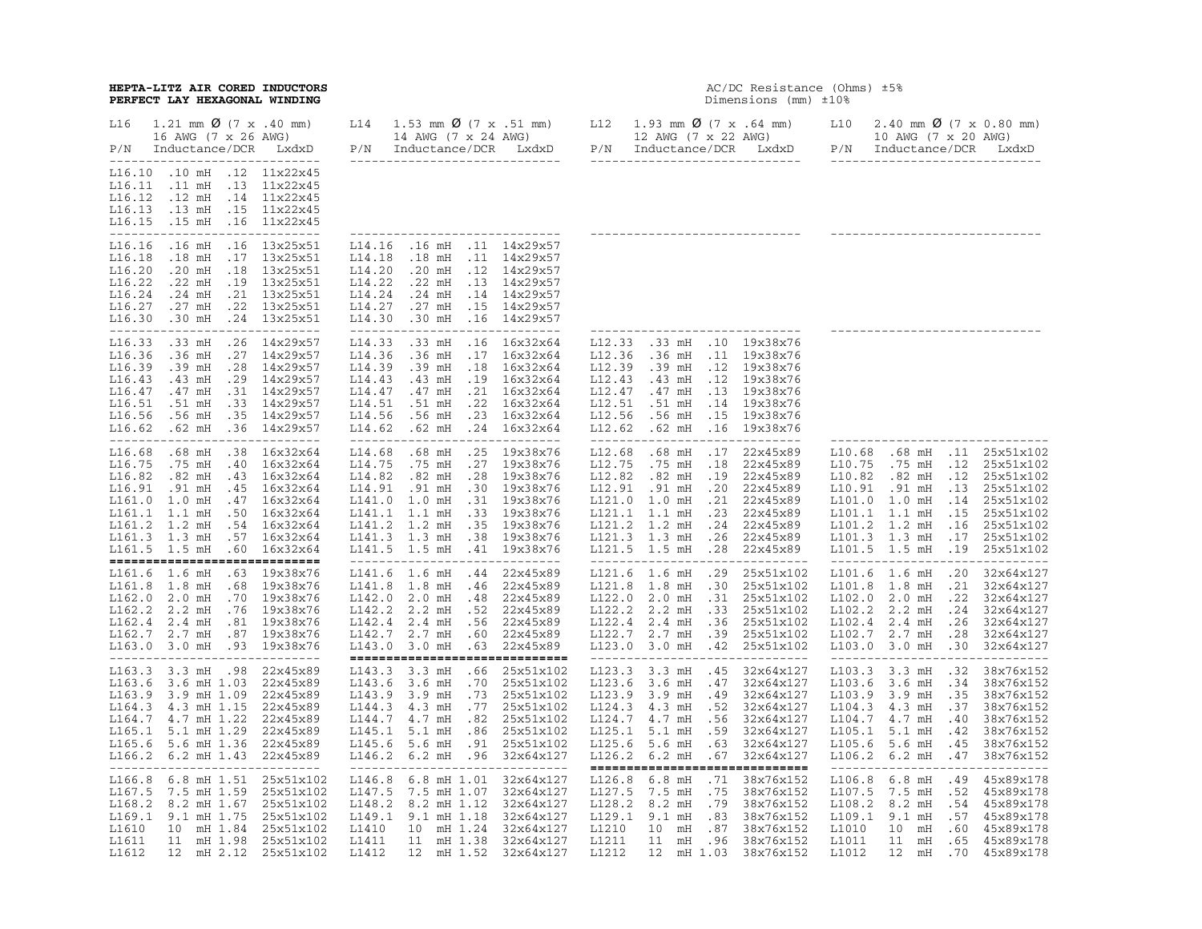**HEPTA-LITZ AIR CORED INDUCTORS**
**PERFECT LAY HEXAGONAL WINDING**

AC/DC Resistance (Ohms) ±5%
Dimensions (mm) ±10%

### L16 — 1.21 mm Ø (7 x .40 mm), 16 AWG (7 x 26 AWG)

| P/N | Inductance | DCR | LxdxD |
|---|---|---|---|
| L16.10 | .10 mH | .12 | 11x22x45 |
| L16.11 | .11 mH | .13 | 11x22x45 |
| L16.12 | .12 mH | .14 | 11x22x45 |
| L16.13 | .13 mH | .15 | 11x22x45 |
| L16.15 | .15 mH | .16 | 11x22x45 |
| L16.16 | .16 mH | .16 | 13x25x51 |
| L16.18 | .18 mH | .17 | 13x25x51 |
| L16.20 | .20 mH | .18 | 13x25x51 |
| L16.22 | .22 mH | .19 | 13x25x51 |
| L16.24 | .24 mH | .21 | 13x25x51 |
| L16.27 | .27 mH | .22 | 13x25x51 |
| L16.30 | .30 mH | .24 | 13x25x51 |
| L16.33 | .33 mH | .26 | 14x29x57 |
| L16.36 | .36 mH | .27 | 14x29x57 |
| L16.39 | .39 mH | .28 | 14x29x57 |
| L16.43 | .43 mH | .29 | 14x29x57 |
| L16.47 | .47 mH | .31 | 14x29x57 |
| L16.51 | .51 mH | .33 | 14x29x57 |
| L16.56 | .56 mH | .35 | 14x29x57 |
| L16.62 | .62 mH | .36 | 14x29x57 |
| L16.68 | .68 mH | .38 | 16x32x64 |
| L16.75 | .75 mH | .40 | 16x32x64 |
| L16.82 | .82 mH | .43 | 16x32x64 |
| L16.91 | .91 mH | .45 | 16x32x64 |
| L161.0 | 1.0 mH | .47 | 16x32x64 |
| L161.1 | 1.1 mH | .50 | 16x32x64 |
| L161.2 | 1.2 mH | .54 | 16x32x64 |
| L161.3 | 1.3 mH | .57 | 16x32x64 |
| L161.5 | 1.5 mH | .60 | 16x32x64 |
| L161.6 | 1.6 mH | .63 | 19x38x76 |
| L161.8 | 1.8 mH | .68 | 19x38x76 |
| L162.0 | 2.0 mH | .70 | 19x38x76 |
| L162.2 | 2.2 mH | .76 | 19x38x76 |
| L162.4 | 2.4 mH | .81 | 19x38x76 |
| L162.7 | 2.7 mH | .87 | 19x38x76 |
| L163.0 | 3.0 mH | .93 | 19x38x76 |
| L163.3 | 3.3 mH | .98 | 22x45x89 |
| L163.6 | 3.6 mH | 1.03 | 22x45x89 |
| L163.9 | 3.9 mH | 1.09 | 22x45x89 |
| L164.3 | 4.3 mH | 1.15 | 22x45x89 |
| L164.7 | 4.7 mH | 1.22 | 22x45x89 |
| L165.1 | 5.1 mH | 1.29 | 22x45x89 |
| L165.6 | 5.6 mH | 1.36 | 22x45x89 |
| L166.2 | 6.2 mH | 1.43 | 22x45x89 |
| L166.8 | 6.8 mH | 1.51 | 25x51x102 |
| L167.5 | 7.5 mH | 1.59 | 25x51x102 |
| L168.2 | 8.2 mH | 1.67 | 25x51x102 |
| L169.1 | 9.1 mH | 1.75 | 25x51x102 |
| L1610 | 10 mH | 1.84 | 25x51x102 |
| L1611 | 11 mH | 1.98 | 25x51x102 |
| L1612 | 12 mH | 2.12 | 25x51x102 |

### L14 — 1.53 mm Ø (7 x .51 mm), 14 AWG (7 x 24 AWG)

| P/N | Inductance | DCR | LxdxD |
|---|---|---|---|
| L14.16 | .16 mH | .11 | 14x29x57 |
| L14.18 | .18 mH | .11 | 14x29x57 |
| L14.20 | .20 mH | .12 | 14x29x57 |
| L14.22 | .22 mH | .13 | 14x29x57 |
| L14.24 | .24 mH | .14 | 14x29x57 |
| L14.27 | .27 mH | .15 | 14x29x57 |
| L14.30 | .30 mH | .16 | 14x29x57 |
| L14.33 | .33 mH | .16 | 16x32x64 |
| L14.36 | .36 mH | .17 | 16x32x64 |
| L14.39 | .39 mH | .18 | 16x32x64 |
| L14.43 | .43 mH | .19 | 16x32x64 |
| L14.47 | .47 mH | .21 | 16x32x64 |
| L14.51 | .51 mH | .22 | 16x32x64 |
| L14.56 | .56 mH | .23 | 16x32x64 |
| L14.62 | .62 mH | .24 | 16x32x64 |
| L14.68 | .68 mH | .25 | 19x38x76 |
| L14.75 | .75 mH | .27 | 19x38x76 |
| L14.82 | .82 mH | .28 | 19x38x76 |
| L14.91 | .91 mH | .30 | 19x38x76 |
| L141.0 | 1.0 mH | .31 | 19x38x76 |
| L141.1 | 1.1 mH | .33 | 19x38x76 |
| L141.2 | 1.2 mH | .35 | 19x38x76 |
| L141.3 | 1.3 mH | .38 | 19x38x76 |
| L141.5 | 1.5 mH | .41 | 19x38x76 |
| L141.6 | 1.6 mH | .44 | 22x45x89 |
| L141.8 | 1.8 mH | .46 | 22x45x89 |
| L142.0 | 2.0 mH | .48 | 22x45x89 |
| L142.2 | 2.2 mH | .52 | 22x45x89 |
| L142.4 | 2.4 mH | .56 | 22x45x89 |
| L142.7 | 2.7 mH | .60 | 22x45x89 |
| L143.0 | 3.0 mH | .63 | 22x45x89 |
| L143.3 | 3.3 mH | .66 | 25x51x102 |
| L143.6 | 3.6 mH | .70 | 25x51x102 |
| L143.9 | 3.9 mH | .73 | 25x51x102 |
| L144.3 | 4.3 mH | .77 | 25x51x102 |
| L144.7 | 4.7 mH | .82 | 25x51x102 |
| L145.1 | 5.1 mH | .86 | 25x51x102 |
| L145.6 | 5.6 mH | .91 | 25x51x102 |
| L146.2 | 6.2 mH | .96 | 32x64x127 |
| L146.8 | 6.8 mH | 1.01 | 32x64x127 |
| L147.5 | 7.5 mH | 1.07 | 32x64x127 |
| L148.2 | 8.2 mH | 1.12 | 32x64x127 |
| L149.1 | 9.1 mH | 1.18 | 32x64x127 |
| L1410 | 10 mH | 1.24 | 32x64x127 |
| L1411 | 11 mH | 1.38 | 32x64x127 |
| L1412 | 12 mH | 1.52 | 32x64x127 |

### L12 — 1.93 mm Ø (7 x .64 mm), 12 AWG (7 x 22 AWG)

| P/N | Inductance | DCR | LxdxD |
|---|---|---|---|
| L12.33 | .33 mH | .10 | 19x38x76 |
| L12.36 | .36 mH | .11 | 19x38x76 |
| L12.39 | .39 mH | .12 | 19x38x76 |
| L12.43 | .43 mH | .12 | 19x38x76 |
| L12.47 | .47 mH | .13 | 19x38x76 |
| L12.51 | .51 mH | .14 | 19x38x76 |
| L12.56 | .56 mH | .15 | 19x38x76 |
| L12.62 | .62 mH | .16 | 19x38x76 |
| L12.68 | .68 mH | .17 | 22x45x89 |
| L12.75 | .75 mH | .18 | 22x45x89 |
| L12.82 | .82 mH | .19 | 22x45x89 |
| L12.91 | .91 mH | .20 | 22x45x89 |
| L121.0 | 1.0 mH | .21 | 22x45x89 |
| L121.1 | 1.1 mH | .23 | 22x45x89 |
| L121.2 | 1.2 mH | .24 | 22x45x89 |
| L121.3 | 1.3 mH | .26 | 22x45x89 |
| L121.5 | 1.5 mH | .28 | 22x45x89 |
| L121.6 | 1.6 mH | .29 | 25x51x102 |
| L121.8 | 1.8 mH | .30 | 25x51x102 |
| L122.0 | 2.0 mH | .31 | 25x51x102 |
| L122.2 | 2.2 mH | .33 | 25x51x102 |
| L122.4 | 2.4 mH | .36 | 25x51x102 |
| L122.7 | 2.7 mH | .39 | 25x51x102 |
| L123.0 | 3.0 mH | .42 | 25x51x102 |
| L123.3 | 3.3 mH | .45 | 32x64x127 |
| L123.6 | 3.6 mH | .47 | 32x64x127 |
| L123.9 | 3.9 mH | .49 | 32x64x127 |
| L124.3 | 4.3 mH | .52 | 32x64x127 |
| L124.7 | 4.7 mH | .56 | 32x64x127 |
| L125.1 | 5.1 mH | .59 | 32x64x127 |
| L125.6 | 5.6 mH | .63 | 32x64x127 |
| L126.2 | 6.2 mH | .67 | 32x64x127 |
| L126.8 | 6.8 mH | .71 | 38x76x152 |
| L127.5 | 7.5 mH | .75 | 38x76x152 |
| L128.2 | 8.2 mH | .79 | 38x76x152 |
| L129.1 | 9.1 mH | .83 | 38x76x152 |
| L1210 | 10 mH | .87 | 38x76x152 |
| L1211 | 11 mH | .96 | 38x76x152 |
| L1212 | 12 mH | 1.03 | 38x76x152 |

### L10 — 2.40 mm Ø (7 x 0.80 mm), 10 AWG (7 x 20 AWG)

| P/N | Inductance | DCR | LxdxD |
|---|---|---|---|
| L10.68 | .68 mH | .11 | 25x51x102 |
| L10.75 | .75 mH | .12 | 25x51x102 |
| L10.82 | .82 mH | .12 | 25x51x102 |
| L10.91 | .91 mH | .13 | 25x51x102 |
| L101.0 | 1.0 mH | .14 | 25x51x102 |
| L101.1 | 1.1 mH | .15 | 25x51x102 |
| L101.2 | 1.2 mH | .16 | 25x51x102 |
| L101.3 | 1.3 mH | .17 | 25x51x102 |
| L101.5 | 1.5 mH | .19 | 25x51x102 |
| L101.6 | 1.6 mH | .20 | 32x64x127 |
| L101.8 | 1.8 mH | .21 | 32x64x127 |
| L102.0 | 2.0 mH | .22 | 32x64x127 |
| L102.2 | 2.2 mH | .24 | 32x64x127 |
| L102.4 | 2.4 mH | .26 | 32x64x127 |
| L102.7 | 2.7 mH | .28 | 32x64x127 |
| L103.0 | 3.0 mH | .30 | 32x64x127 |
| L103.3 | 3.3 mH | .32 | 38x76x152 |
| L103.6 | 3.6 mH | .34 | 38x76x152 |
| L103.9 | 3.9 mH | .35 | 38x76x152 |
| L104.3 | 4.3 mH | .37 | 38x76x152 |
| L104.7 | 4.7 mH | .40 | 38x76x152 |
| L105.1 | 5.1 mH | .42 | 38x76x152 |
| L105.6 | 5.6 mH | .45 | 38x76x152 |
| L106.2 | 6.2 mH | .47 | 38x76x152 |
| L106.8 | 6.8 mH | .49 | 45x89x178 |
| L107.5 | 7.5 mH | .52 | 45x89x178 |
| L108.2 | 8.2 mH | .54 | 45x89x178 |
| L109.1 | 9.1 mH | .57 | 45x89x178 |
| L1010 | 10 mH | .60 | 45x89x178 |
| L1011 | 11 mH | .65 | 45x89x178 |
| L1012 | 12 mH | .70 | 45x89x178 |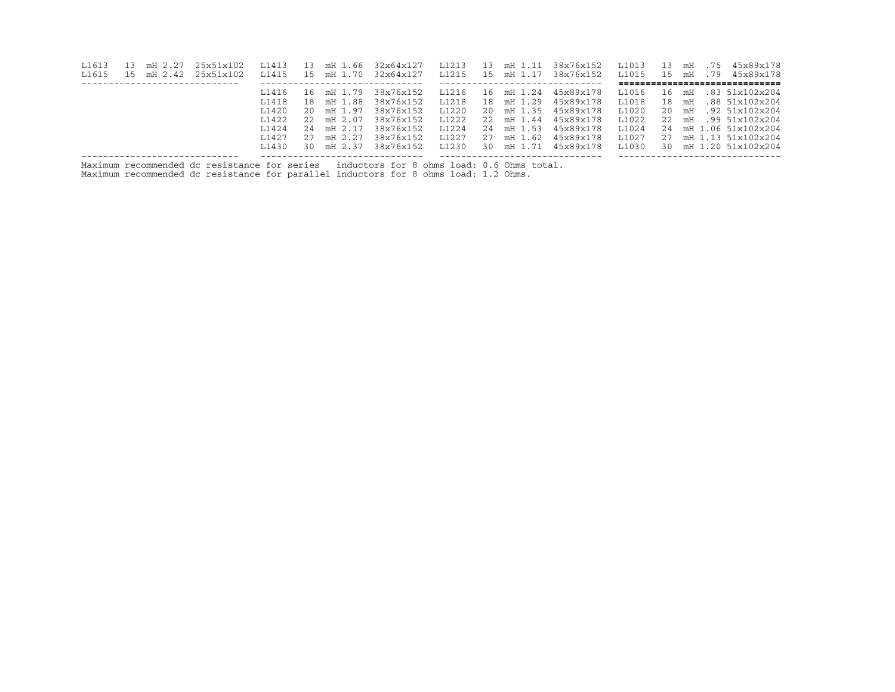| | | | | | | | | | | | | | | | |
|---|---|---|---|---|---|---|---|---|---|---|---|---|---|---|---|
| L1613 | 13 mH | 2.27 | 25x51x102 | L1413 | 13 mH | 1.66 | 32x64x127 | L1213 | 13 mH | 1.11 | 38x76x152 | L1013 | 13 mH | .75 | 45x89x178 |
| L1615 | 15 mH | 2.42 | 25x51x102 | L1415 | 15 mH | 1.70 | 32x64x127 | L1215 | 15 mH | 1.17 | 38x76x152 | L1015 | 15 mH | .79 | 45x89x178 |
| | | | | L1416 | 16 mH | 1.79 | 38x76x152 | L1216 | 16 mH | 1.24 | 45x89x178 | L1016 | 16 mH | .83 | 51x102x204 |
| | | | | L1418 | 18 mH | 1.88 | 38x76x152 | L1218 | 18 mH | 1.29 | 45x89x178 | L1018 | 18 mH | .88 | 51x102x204 |
| | | | | L1420 | 20 mH | 1.97 | 38x76x152 | L1220 | 20 mH | 1.35 | 45x89x178 | L1020 | 20 mH | .92 | 51x102x204 |
| | | | | L1422 | 22 mH | 2.07 | 38x76x152 | L1222 | 22 mH | 1.44 | 45x89x178 | L1022 | 22 mH | .99 | 51x102x204 |
| | | | | L1424 | 24 mH | 2.17 | 38x76x152 | L1224 | 24 mH | 1.53 | 45x89x178 | L1024 | 24 mH | 1.06 | 51x102x204 |
| | | | | L1427 | 27 mH | 2.27 | 38x76x152 | L1227 | 27 mH | 1.62 | 45x89x178 | L1027 | 27 mH | 1.13 | 51x102x204 |
| | | | | L1430 | 30 mH | 2.37 | 38x76x152 | L1230 | 30 mH | 1.71 | 45x89x178 | L1030 | 30 mH | 1.20 | 51x102x204 |

Maximum recommended dc resistance for series inductors for 8 ohms load: 0.6 Ohms total.
Maximum recommended dc resistance for parallel inductors for 8 ohms load: 1.2 Ohms.